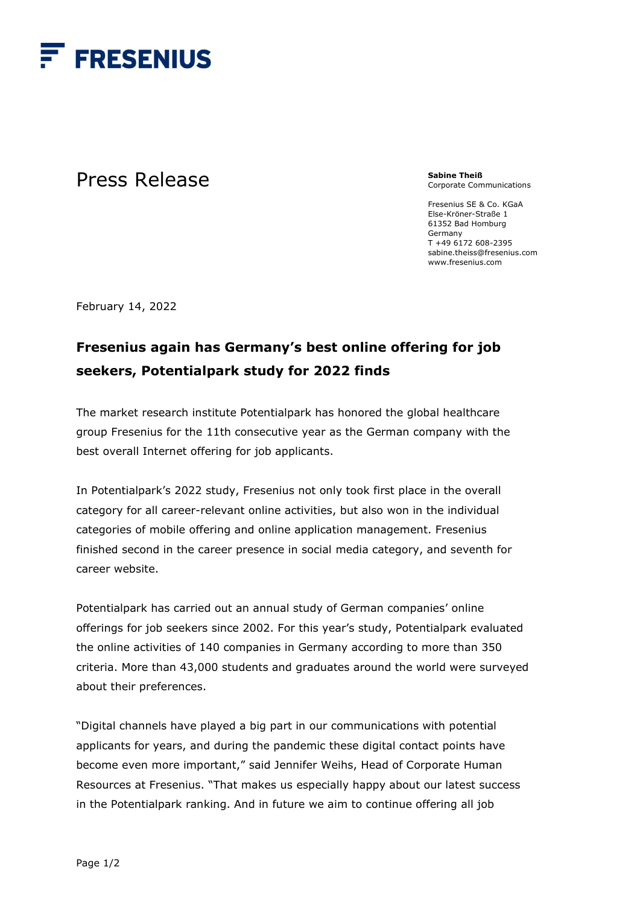FRESENIUS

# Press Release

**Sabine Theiß**
Corporate Communications

Fresenius SE & Co. KGaA
Else-Kröner-Straße 1
61352 Bad Homburg
Germany
T +49 6172 608-2395
sabine.theiss@fresenius.com
www.fresenius.com

February 14, 2022

## Fresenius again has Germany's best online offering for job seekers, Potentialpark study for 2022 finds

The market research institute Potentialpark has honored the global healthcare group Fresenius for the 11th consecutive year as the German company with the best overall Internet offering for job applicants.

In Potentialpark's 2022 study, Fresenius not only took first place in the overall category for all career-relevant online activities, but also won in the individual categories of mobile offering and online application management. Fresenius finished second in the career presence in social media category, and seventh for career website.

Potentialpark has carried out an annual study of German companies' online offerings for job seekers since 2002. For this year's study, Potentialpark evaluated the online activities of 140 companies in Germany according to more than 350 criteria. More than 43,000 students and graduates around the world were surveyed about their preferences.

"Digital channels have played a big part in our communications with potential applicants for years, and during the pandemic these digital contact points have become even more important," said Jennifer Weihs, Head of Corporate Human Resources at Fresenius. "That makes us especially happy about our latest success in the Potentialpark ranking. And in future we aim to continue offering all job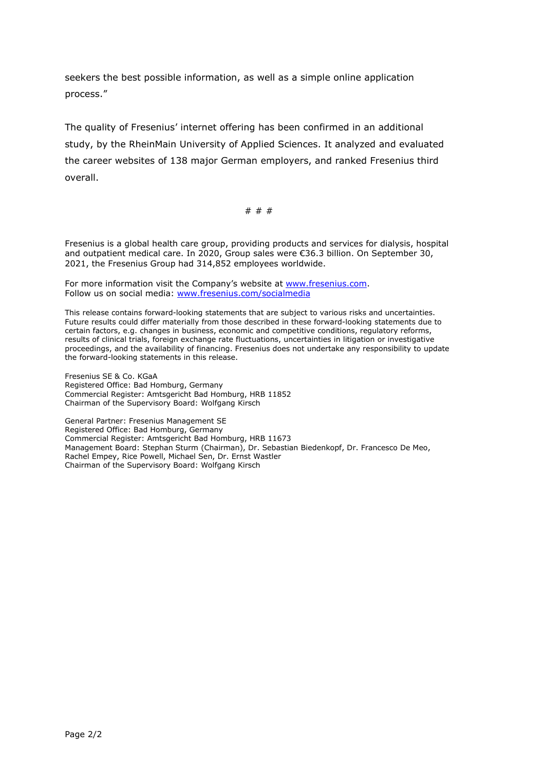seekers the best possible information, as well as a simple online application process."

The quality of Fresenius' internet offering has been confirmed in an additional study, by the RheinMain University of Applied Sciences. It analyzed and evaluated the career websites of 138 major German employers, and ranked Fresenius third overall.

# # #

Fresenius is a global health care group, providing products and services for dialysis, hospital and outpatient medical care. In 2020, Group sales were €36.3 billion. On September 30, 2021, the Fresenius Group had 314,852 employees worldwide.

For more information visit the Company's website at www.fresenius.com.
Follow us on social media: www.fresenius.com/socialmedia

This release contains forward-looking statements that are subject to various risks and uncertainties. Future results could differ materially from those described in these forward-looking statements due to certain factors, e.g. changes in business, economic and competitive conditions, regulatory reforms, results of clinical trials, foreign exchange rate fluctuations, uncertainties in litigation or investigative proceedings, and the availability of financing. Fresenius does not undertake any responsibility to update the forward-looking statements in this release.

Fresenius SE & Co. KGaA
Registered Office: Bad Homburg, Germany
Commercial Register: Amtsgericht Bad Homburg, HRB 11852
Chairman of the Supervisory Board: Wolfgang Kirsch

General Partner: Fresenius Management SE
Registered Office: Bad Homburg, Germany
Commercial Register: Amtsgericht Bad Homburg, HRB 11673
Management Board: Stephan Sturm (Chairman), Dr. Sebastian Biedenkopf, Dr. Francesco De Meo, Rachel Empey, Rice Powell, Michael Sen, Dr. Ernst Wastler
Chairman of the Supervisory Board: Wolfgang Kirsch